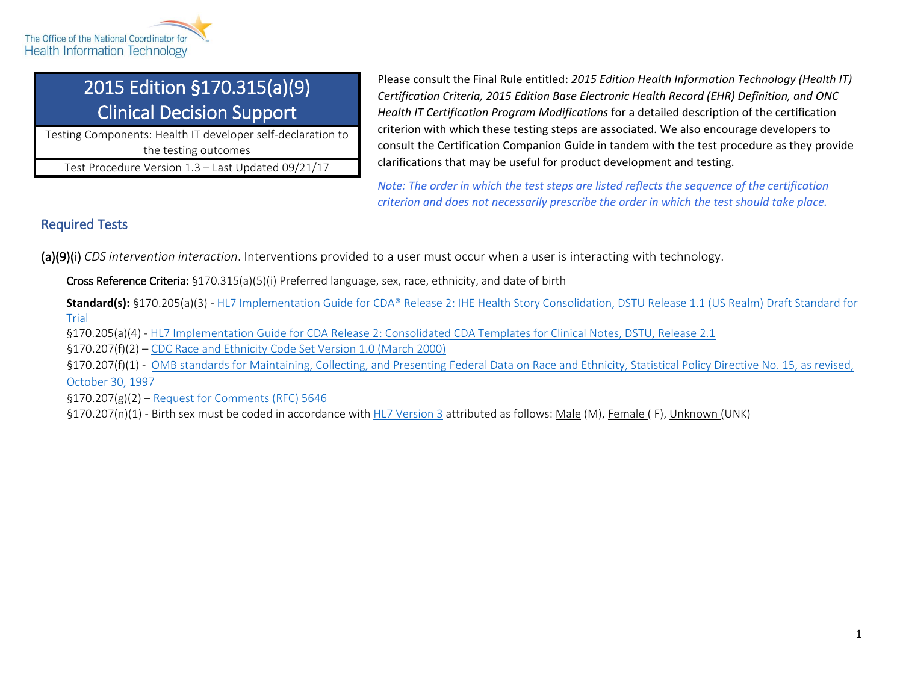The Office of the National Coordinator for Health Information Technology

# 2015 Edition §170.315(a)(9) Clinical Decision Support

Testing Components: Health IT developer self-declaration to the testing outcomes

Test Procedure Version 1.3 – Last Updated 09/21/17

Please consult the Final Rule entitled: *2015 Edition Health Information Technology (Health IT) Certification Criteria, 2015 Edition Base Electronic Health Record (EHR) Definition, and ONC Health IT Certification Program Modifications* for a detailed description of the certification criterion with which these testing steps are associated. We also encourage developers to consult the Certification Companion Guide in tandem with the test procedure as they provide clarifications that may be useful for product development and testing.

*Note: The order in which the test steps are listed reflects the sequence of the certification criterion and does not necessarily prescribe the order in which the test should take place.*

## Required Tests

(a)(9)(i) *CDS intervention interaction*. Interventions provided to a user must occur when a user is interacting with technology.

Cross Reference Criteria: §170.315(a)(5)(i) Preferred language, sex, race, ethnicity, and date of birth

**Standard(s):** §170.205(a)(3) - HL7 Implementation Guide for CDA® Release 2: IHE Health Story Consolidation, DSTU Release 1.1 (US Realm) Draft Standard for Trial

§170.205(a)(4) - HL7 Implementation Guide for CDA Release 2: Consolidated CDA Templates for Clinical Notes, DSTU, Release 2.1

§170.207(f)(2) – CDC Race and Ethnicity Code Set Version 1.0 (March 2000)

§170.207(f)(1) - OMB standards for Maintaining, Collecting, and Presenting Federal Data on Race and Ethnicity, Statistical Policy Directive No. 15, as revised, October 30, 1997

§170.207(g)(2) – Request for Comments (RFC) 5646

§170.207(n)(1) - Birth sex must be coded in accordance with HL7 Version 3 attributed as follows: Male (M), Female ( F), Unknown (UNK)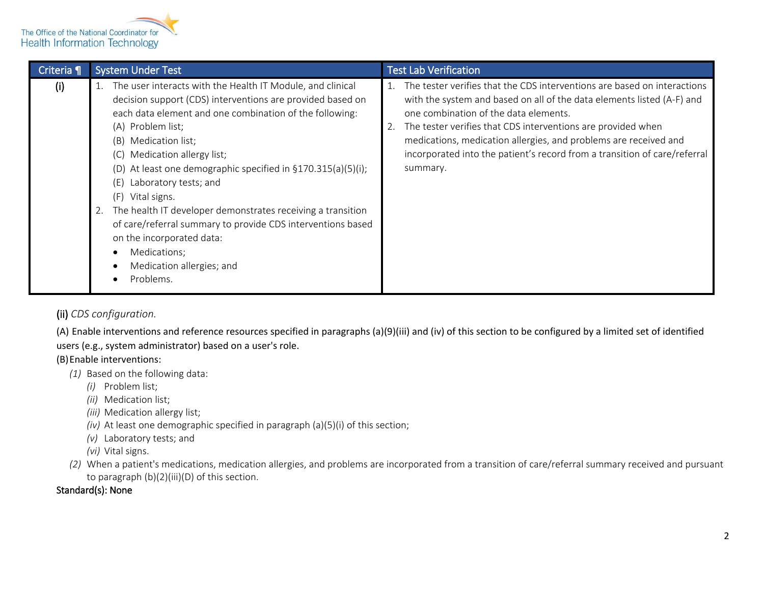| Criteria ¶ | System Under Test | Test Lab Verification |
|---|---|---|
| **(i)** | 1. The user interacts with the Health IT Module, and clinical decision support (CDS) interventions are provided based on each data element and one combination of the following:<br>(A) Problem list;<br>(B) Medication list;<br>(C) Medication allergy list;<br>(D) At least one demographic specified in §170.315(a)(5)(i);<br>(E) Laboratory tests; and<br>(F) Vital signs.<br>2. The health IT developer demonstrates receiving a transition of care/referral summary to provide CDS interventions based on the incorporated data:<br>• Medications;<br>• Medication allergies; and<br>• Problems. | 1. The tester verifies that the CDS interventions are based on interactions with the system and based on all of the data elements listed (A-F) and one combination of the data elements.<br>2. The tester verifies that CDS interventions are provided when medications, medication allergies, and problems are received and incorporated into the patient's record from a transition of care/referral summary. |

**(ii)** *CDS configuration.*

(A) Enable interventions and reference resources specified in paragraphs (a)(9)(iii) and (iv) of this section to be configured by a limited set of identified users (e.g., system administrator) based on a user's role.

(B) Enable interventions:

- *(1)* Based on the following data:
  - *(i)* Problem list;
  - *(ii)* Medication list;
  - *(iii)* Medication allergy list;
  - *(iv)* At least one demographic specified in paragraph (a)(5)(i) of this section;
  - *(v)* Laboratory tests; and
  - *(vi)* Vital signs.
- *(2)* When a patient's medications, medication allergies, and problems are incorporated from a transition of care/referral summary received and pursuant to paragraph (b)(2)(iii)(D) of this section.

Standard(s): None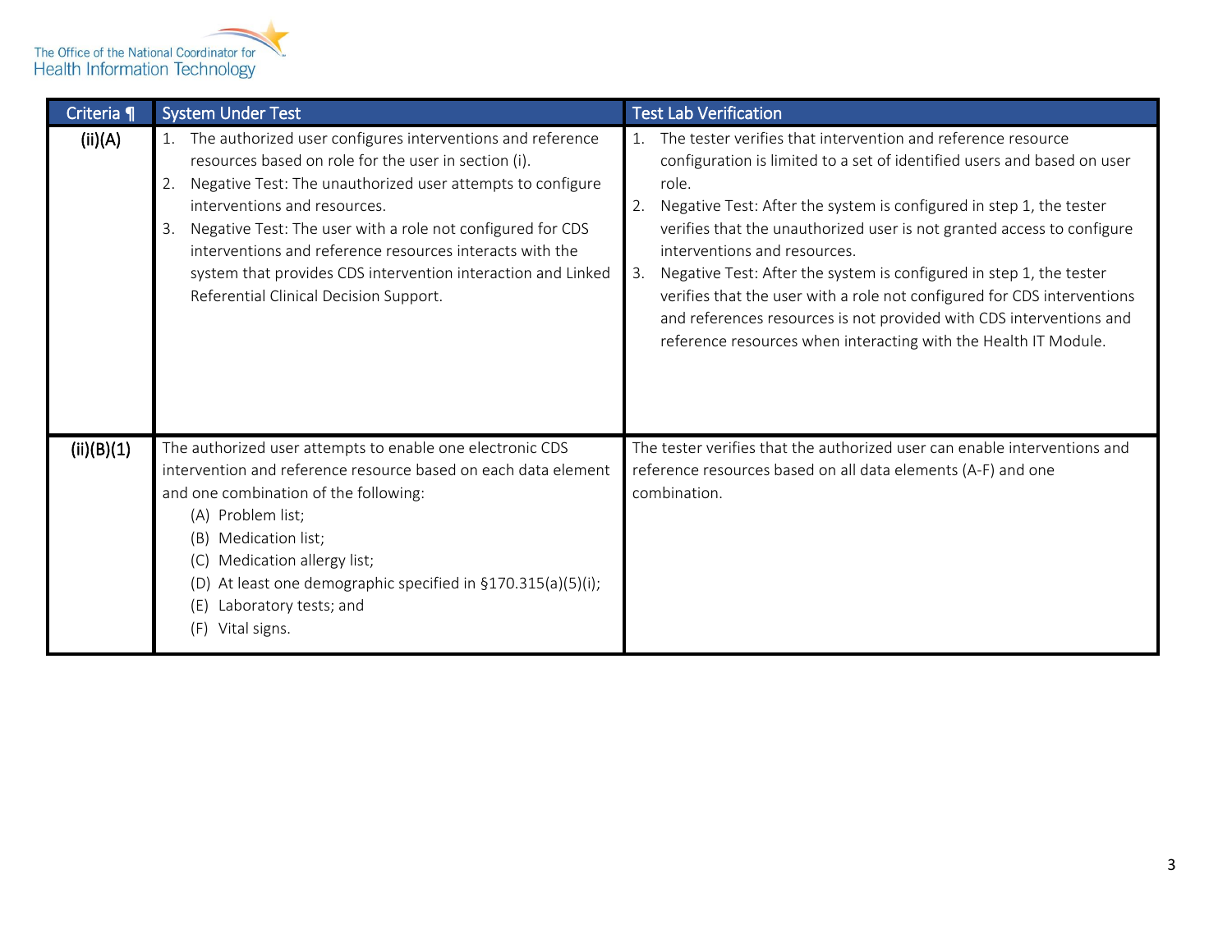| Criteria ¶ | System Under Test | Test Lab Verification |
|---|---|---|
| (ii)(A) | 1. The authorized user configures interventions and reference resources based on role for the user in section (i).<br>2. Negative Test: The unauthorized user attempts to configure interventions and resources.<br>3. Negative Test: The user with a role not configured for CDS interventions and reference resources interacts with the system that provides CDS intervention interaction and Linked Referential Clinical Decision Support. | 1. The tester verifies that intervention and reference resource configuration is limited to a set of identified users and based on user role.<br>2. Negative Test: After the system is configured in step 1, the tester verifies that the unauthorized user is not granted access to configure interventions and resources.<br>3. Negative Test: After the system is configured in step 1, the tester verifies that the user with a role not configured for CDS interventions and references resources is not provided with CDS interventions and reference resources when interacting with the Health IT Module. |
| (ii)(B)(1) | The authorized user attempts to enable one electronic CDS intervention and reference resource based on each data element and one combination of the following:<br>(A) Problem list;<br>(B) Medication list;<br>(C) Medication allergy list;<br>(D) At least one demographic specified in §170.315(a)(5)(i);<br>(E) Laboratory tests; and<br>(F) Vital signs. | The tester verifies that the authorized user can enable interventions and reference resources based on all data elements (A-F) and one combination. |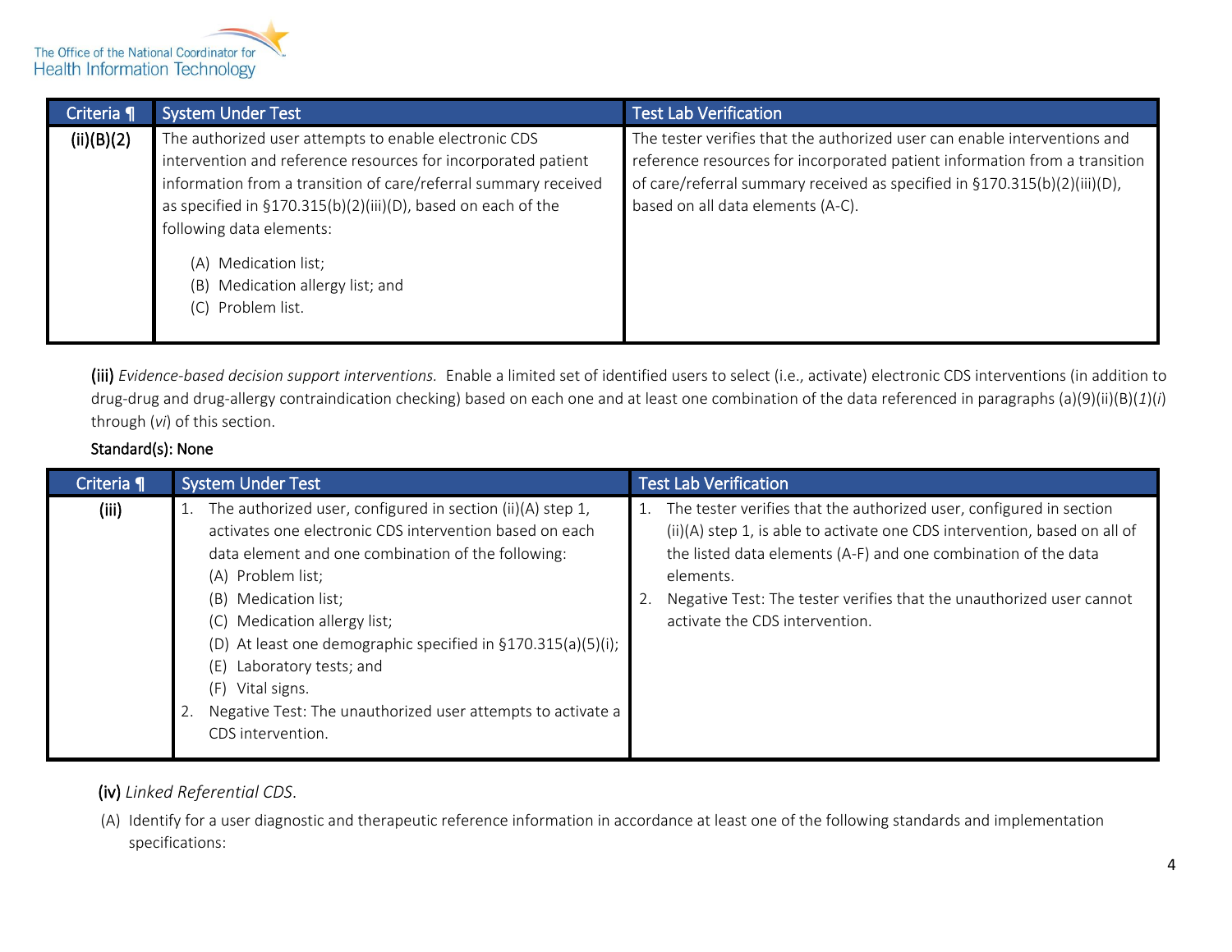| Criteria ¶ | System Under Test | Test Lab Verification |
| --- | --- | --- |
| (ii)(B)(2) | The authorized user attempts to enable electronic CDS intervention and reference resources for incorporated patient information from a transition of care/referral summary received as specified in §170.315(b)(2)(iii)(D), based on each of the following data elements:<br>(A) Medication list;<br>(B) Medication allergy list; and<br>(C) Problem list. | The tester verifies that the authorized user can enable interventions and reference resources for incorporated patient information from a transition of care/referral summary received as specified in §170.315(b)(2)(iii)(D), based on all data elements (A-C). |

**(iii)** *Evidence-based decision support interventions.* Enable a limited set of identified users to select (i.e., activate) electronic CDS interventions (in addition to drug-drug and drug-allergy contraindication checking) based on each one and at least one combination of the data referenced in paragraphs (a)(9)(ii)(B)(*1*)(*i*) through (*vi*) of this section.

**Standard(s): None**

| Criteria ¶ | System Under Test | Test Lab Verification |
| --- | --- | --- |
| (iii) | 1. The authorized user, configured in section (ii)(A) step 1, activates one electronic CDS intervention based on each data element and one combination of the following:<br>(A) Problem list;<br>(B) Medication list;<br>(C) Medication allergy list;<br>(D) At least one demographic specified in §170.315(a)(5)(i);<br>(E) Laboratory tests; and<br>(F) Vital signs.<br>2. Negative Test: The unauthorized user attempts to activate a CDS intervention. | 1. The tester verifies that the authorized user, configured in section (ii)(A) step 1, is able to activate one CDS intervention, based on all of the listed data elements (A-F) and one combination of the data elements.<br>2. Negative Test: The tester verifies that the unauthorized user cannot activate the CDS intervention. |

**(iv)** *Linked Referential CDS*.

(A) Identify for a user diagnostic and therapeutic reference information in accordance at least one of the following standards and implementation specifications: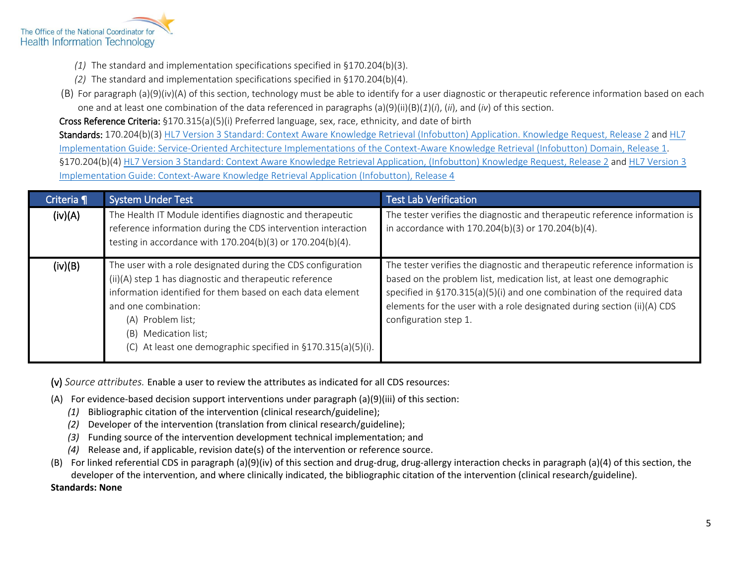*(1)* The standard and implementation specifications specified in §170.204(b)(3).

*(2)* The standard and implementation specifications specified in §170.204(b)(4).

(B) For paragraph (a)(9)(iv)(A) of this section, technology must be able to identify for a user diagnostic or therapeutic reference information based on each one and at least one combination of the data referenced in paragraphs (a)(9)(ii)(B)(*1*)(*i*), (*ii*), and (*iv*) of this section.

**Cross Reference Criteria:** §170.315(a)(5)(i) Preferred language, sex, race, ethnicity, and date of birth

**Standards:** 170.204(b)(3) HL7 Version 3 Standard: Context Aware Knowledge Retrieval (Infobutton) Application. Knowledge Request, Release 2 and HL7 Implementation Guide: Service-Oriented Architecture Implementations of the Context-Aware Knowledge Retrieval (Infobutton) Domain, Release 1.
§170.204(b)(4) HL7 Version 3 Standard: Context Aware Knowledge Retrieval Application, (Infobutton) Knowledge Request, Release 2 and HL7 Version 3 Implementation Guide: Context-Aware Knowledge Retrieval Application (Infobutton), Release 4

| Criteria ¶ | System Under Test | Test Lab Verification |
|---|---|---|
| (iv)(A) | The Health IT Module identifies diagnostic and therapeutic reference information during the CDS intervention interaction testing in accordance with 170.204(b)(3) or 170.204(b)(4). | The tester verifies the diagnostic and therapeutic reference information is in accordance with 170.204(b)(3) or 170.204(b)(4). |
| (iv)(B) | The user with a role designated during the CDS configuration (ii)(A) step 1 has diagnostic and therapeutic reference information identified for them based on each data element and one combination:<br>(A) Problem list;<br>(B) Medication list;<br>(C) At least one demographic specified in §170.315(a)(5)(i). | The tester verifies the diagnostic and therapeutic reference information is based on the problem list, medication list, at least one demographic specified in §170.315(a)(5)(i) and one combination of the required data elements for the user with a role designated during section (ii)(A) CDS configuration step 1. |

(v) *Source attributes.* Enable a user to review the attributes as indicated for all CDS resources:

(A) For evidence-based decision support interventions under paragraph (a)(9)(iii) of this section:

*(1)* Bibliographic citation of the intervention (clinical research/guideline);

*(2)* Developer of the intervention (translation from clinical research/guideline);

*(3)* Funding source of the intervention development technical implementation; and

*(4)* Release and, if applicable, revision date(s) of the intervention or reference source.

(B) For linked referential CDS in paragraph (a)(9)(iv) of this section and drug-drug, drug-allergy interaction checks in paragraph (a)(4) of this section, the developer of the intervention, and where clinically indicated, the bibliographic citation of the intervention (clinical research/guideline).

**Standards: None**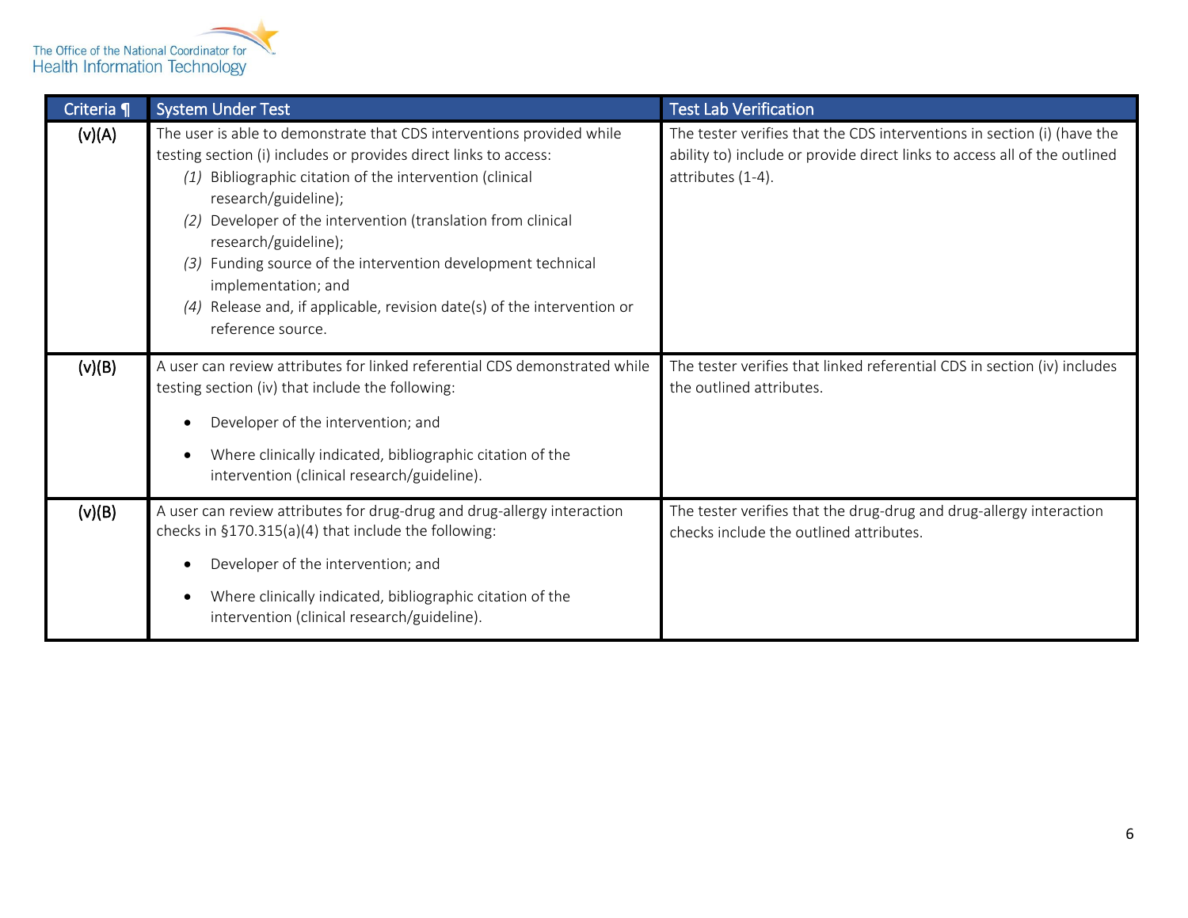| Criteria ¶ | System Under Test | Test Lab Verification |
|---|---|---|
| (v)(A) | The user is able to demonstrate that CDS interventions provided while testing section (i) includes or provides direct links to access:<br>*(1)* Bibliographic citation of the intervention (clinical research/guideline);<br>*(2)* Developer of the intervention (translation from clinical research/guideline);<br>*(3)* Funding source of the intervention development technical implementation; and<br>*(4)* Release and, if applicable, revision date(s) of the intervention or reference source. | The tester verifies that the CDS interventions in section (i) (have the ability to) include or provide direct links to access all of the outlined attributes (1-4). |
| (v)(B) | A user can review attributes for linked referential CDS demonstrated while testing section (iv) that include the following:<br>• Developer of the intervention; and<br>• Where clinically indicated, bibliographic citation of the intervention (clinical research/guideline). | The tester verifies that linked referential CDS in section (iv) includes the outlined attributes. |
| (v)(B) | A user can review attributes for drug-drug and drug-allergy interaction checks in §170.315(a)(4) that include the following:<br>• Developer of the intervention; and<br>• Where clinically indicated, bibliographic citation of the intervention (clinical research/guideline). | The tester verifies that the drug-drug and drug-allergy interaction checks include the outlined attributes. |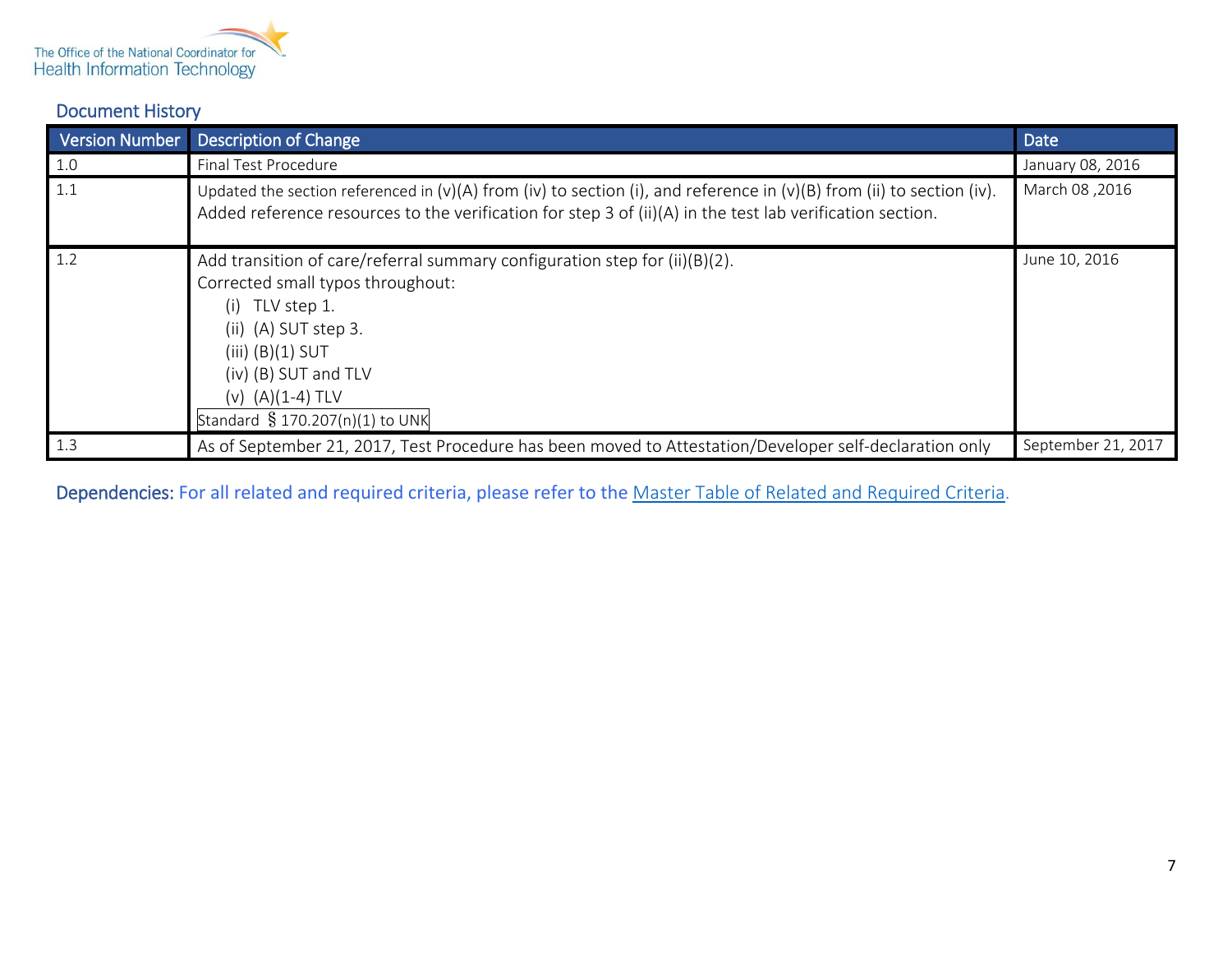## Document History

| Version Number | Description of Change | Date |
|---|---|---|
| 1.0 | Final Test Procedure | January 08, 2016 |
| 1.1 | Updated the section referenced in (v)(A) from (iv) to section (i), and reference in (v)(B) from (ii) to section (iv). Added reference resources to the verification for step 3 of (ii)(A) in the test lab verification section. | March 08 ,2016 |
| 1.2 | Add transition of care/referral summary configuration step for (ii)(B)(2).<br>Corrected small typos throughout:<br>(i) TLV step 1.<br>(ii) (A) SUT step 3.<br>(iii) (B)(1) SUT<br>(iv) (B) SUT and TLV<br>(v) (A)(1-4) TLV<br>Standard § 170.207(n)(1) to UNK | June 10, 2016 |
| 1.3 | As of September 21, 2017, Test Procedure has been moved to Attestation/Developer self-declaration only | September 21, 2017 |

**Dependencies:** For all related and required criteria, please refer to the Master Table of Related and Required Criteria.